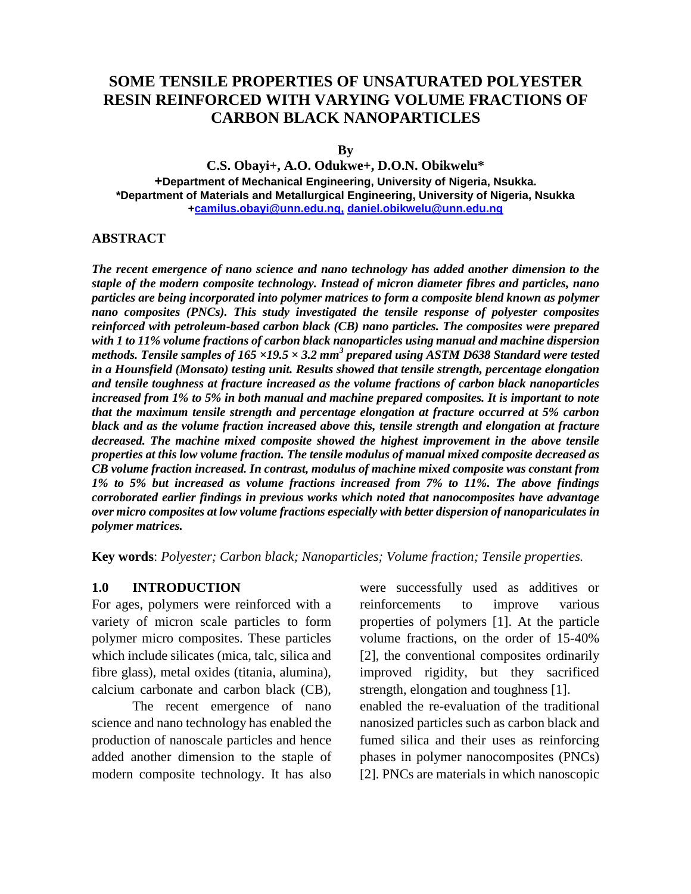# SOME TENSILE PROPERTIES OF UNSATURATED POLYESTER RESIN REINFORCED WITH VARYING VOLUME FRACTIONS OF CARBON BLACK NANOPARTICLES

**By**

**C.S. Obayi+, A.O. Odukwe+, D.O.N. Obikwelu\***

**+Department of Mechanical Engineering, University of Nigeria, Nsukka.**
**\*Department of Materials and Metallurgical Engineering, University of Nigeria, Nsukka**
**+camilus.obayi@unn.edu.ng, daniel.obikwelu@unn.edu.ng**

## ABSTRACT

***The recent emergence of nano science and nano technology has added another dimension to the staple of the modern composite technology. Instead of micron diameter fibres and particles, nano particles are being incorporated into polymer matrices to form a composite blend known as polymer nano composites (PNCs). This study investigated the tensile response of polyester composites reinforced with petroleum-based carbon black (CB) nano particles. The composites were prepared with 1 to 11% volume fractions of carbon black nanoparticles using manual and machine dispersion methods. Tensile samples of $165 \times 19.5 \times 3.2$ mm$^3$ prepared using ASTM D638 Standard were tested in a Hounsfield (Monsato) testing unit. Results showed that tensile strength, percentage elongation and tensile toughness at fracture increased as the volume fractions of carbon black nanoparticles increased from 1% to 5% in both manual and machine prepared composites. It is important to note that the maximum tensile strength and percentage elongation at fracture occurred at 5% carbon black and as the volume fraction increased above this, tensile strength and elongation at fracture decreased. The machine mixed composite showed the highest improvement in the above tensile properties at this low volume fraction. The tensile modulus of manual mixed composite decreased as CB volume fraction increased. In contrast, modulus of machine mixed composite was constant from 1% to 5% but increased as volume fractions increased from 7% to 11%. The above findings corroborated earlier findings in previous works which noted that nanocomposites have advantage over micro composites at low volume fractions especially with better dispersion of nanopariculates in polymer matrices.***

**Key words**: *Polyester; Carbon black; Nanoparticles; Volume fraction; Tensile properties.*

## 1.0 INTRODUCTION

For ages, polymers were reinforced with a variety of micron scale particles to form polymer micro composites. These particles which include silicates (mica, talc, silica and fibre glass), metal oxides (titania, alumina), calcium carbonate and carbon black (CB), were successfully used as additives or reinforcements to improve various properties of polymers [1]. At the particle volume fractions, on the order of 15-40% [2], the conventional composites ordinarily improved rigidity, but they sacrificed strength, elongation and toughness [1].

The recent emergence of nano science and nano technology has enabled the production of nanoscale particles and hence added another dimension to the staple of modern composite technology. It has also enabled the re-evaluation of the traditional nanosized particles such as carbon black and fumed silica and their uses as reinforcing phases in polymer nanocomposites (PNCs) [2]. PNCs are materials in which nanoscopic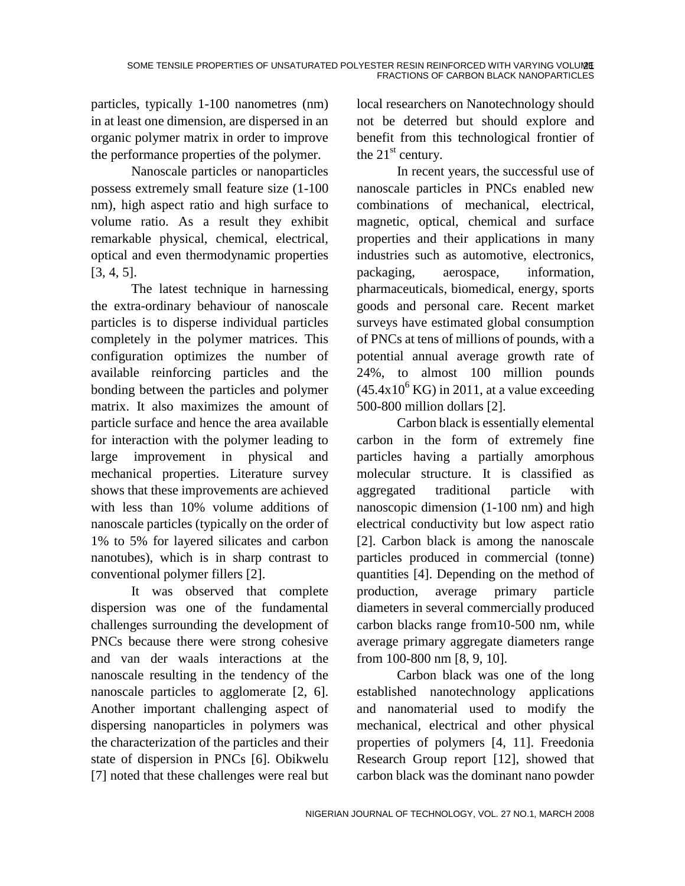particles, typically 1-100 nanometres (nm) in at least one dimension, are dispersed in an organic polymer matrix in order to improve the performance properties of the polymer.

Nanoscale particles or nanoparticles possess extremely small feature size (1-100 nm), high aspect ratio and high surface to volume ratio. As a result they exhibit remarkable physical, chemical, electrical, optical and even thermodynamic properties [3, 4, 5].

The latest technique in harnessing the extra-ordinary behaviour of nanoscale particles is to disperse individual particles completely in the polymer matrices. This configuration optimizes the number of available reinforcing particles and the bonding between the particles and polymer matrix. It also maximizes the amount of particle surface and hence the area available for interaction with the polymer leading to large improvement in physical and mechanical properties. Literature survey shows that these improvements are achieved with less than 10% volume additions of nanoscale particles (typically on the order of 1% to 5% for layered silicates and carbon nanotubes), which is in sharp contrast to conventional polymer fillers [2].

It was observed that complete dispersion was one of the fundamental challenges surrounding the development of PNCs because there were strong cohesive and van der waals interactions at the nanoscale resulting in the tendency of the nanoscale particles to agglomerate [2, 6]. Another important challenging aspect of dispersing nanoparticles in polymers was the characterization of the particles and their state of dispersion in PNCs [6]. Obikwelu [7] noted that these challenges were real but local researchers on Nanotechnology should not be deterred but should explore and benefit from this technological frontier of the 21st century.

In recent years, the successful use of nanoscale particles in PNCs enabled new combinations of mechanical, electrical, magnetic, optical, chemical and surface properties and their applications in many industries such as automotive, electronics, packaging, aerospace, information, pharmaceuticals, biomedical, energy, sports goods and personal care. Recent market surveys have estimated global consumption of PNCs at tens of millions of pounds, with a potential annual average growth rate of 24%, to almost 100 million pounds ($45.4 \times 10^6$ KG) in 2011, at a value exceeding 500-800 million dollars [2].

Carbon black is essentially elemental carbon in the form of extremely fine particles having a partially amorphous molecular structure. It is classified as aggregated traditional particle with nanoscopic dimension (1-100 nm) and high electrical conductivity but low aspect ratio [2]. Carbon black is among the nanoscale particles produced in commercial (tonne) quantities [4]. Depending on the method of production, average primary particle diameters in several commercially produced carbon blacks range from10-500 nm, while average primary aggregate diameters range from 100-800 nm [8, 9, 10].

Carbon black was one of the long established nanotechnology applications and nanomaterial used to modify the mechanical, electrical and other physical properties of polymers [4, 11]. Freedonia Research Group report [12], showed that carbon black was the dominant nano powder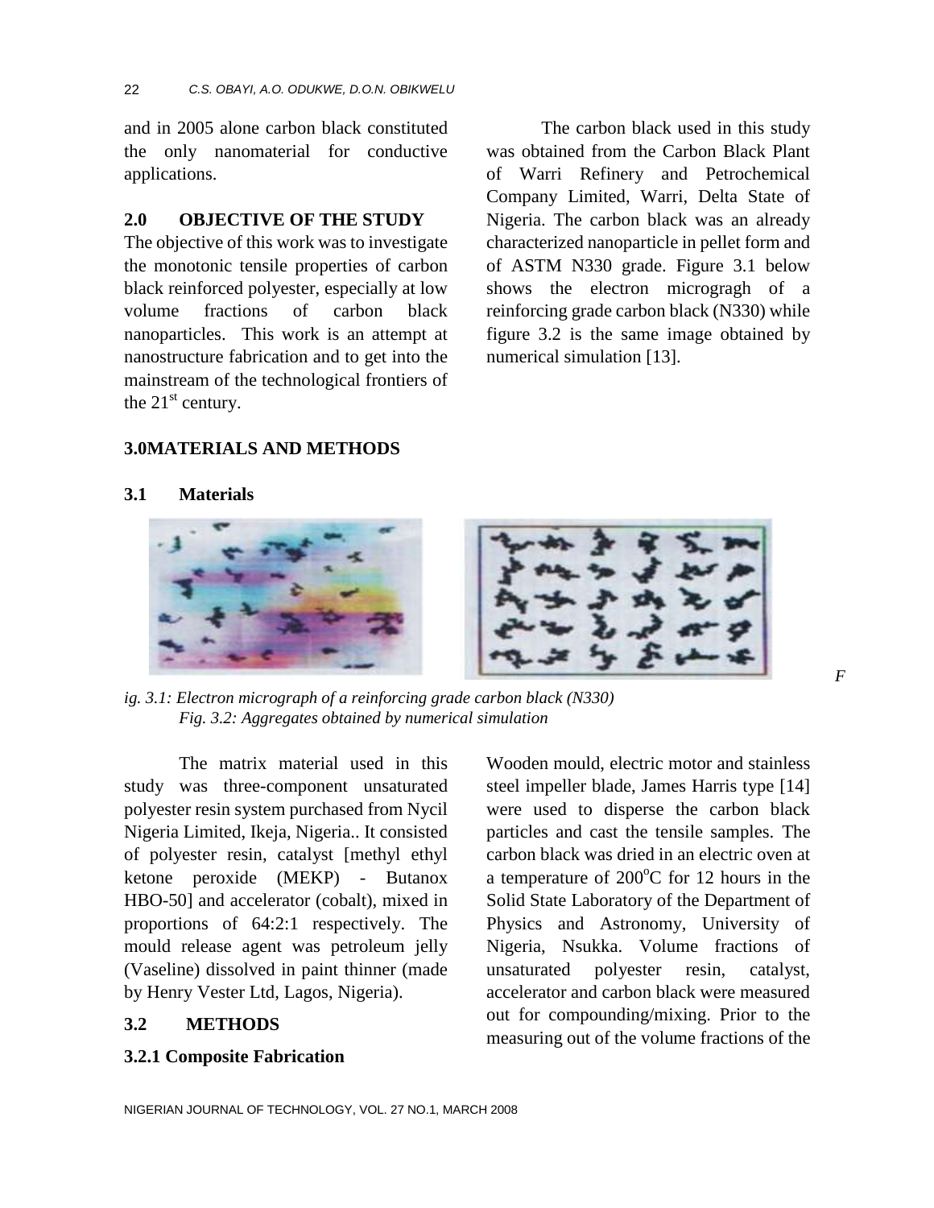and in 2005 alone carbon black constituted the only nanomaterial for conductive applications.

## 2.0 OBJECTIVE OF THE STUDY

The objective of this work was to investigate the monotonic tensile properties of carbon black reinforced polyester, especially at low volume fractions of carbon black nanoparticles. This work is an attempt at nanostructure fabrication and to get into the mainstream of the technological frontiers of the 21st century.

## 3.0 MATERIALS AND METHODS

### 3.1 Materials

The carbon black used in this study was obtained from the Carbon Black Plant of Warri Refinery and Petrochemical Company Limited, Warri, Delta State of Nigeria. The carbon black was an already characterized nanoparticle in pellet form and of ASTM N330 grade. Figure 3.1 below shows the electron micrograph of a reinforcing grade carbon black (N330) while figure 3.2 is the same image obtained by numerical simulation [13].

*Fig. 3.1: Electron micrograph of a reinforcing grade carbon black (N330)*

*Fig. 3.2: Aggregates obtained by numerical simulation*

The matrix material used in this study was three-component unsaturated polyester resin system purchased from Nycil Nigeria Limited, Ikeja, Nigeria.. It consisted of polyester resin, catalyst [methyl ethyl ketone peroxide (MEKP) - Butanox HBO-50] and accelerator (cobalt), mixed in proportions of 64:2:1 respectively. The mould release agent was petroleum jelly (Vaseline) dissolved in paint thinner (made by Henry Vester Ltd, Lagos, Nigeria).

### 3.2 METHODS

#### 3.2.1 Composite Fabrication

Wooden mould, electric motor and stainless steel impeller blade, James Harris type [14] were used to disperse the carbon black particles and cast the tensile samples. The carbon black was dried in an electric oven at a temperature of 200°C for 12 hours in the Solid State Laboratory of the Department of Physics and Astronomy, University of Nigeria, Nsukka. Volume fractions of unsaturated polyester resin, catalyst, accelerator and carbon black were measured out for compounding/mixing. Prior to the measuring out of the volume fractions of the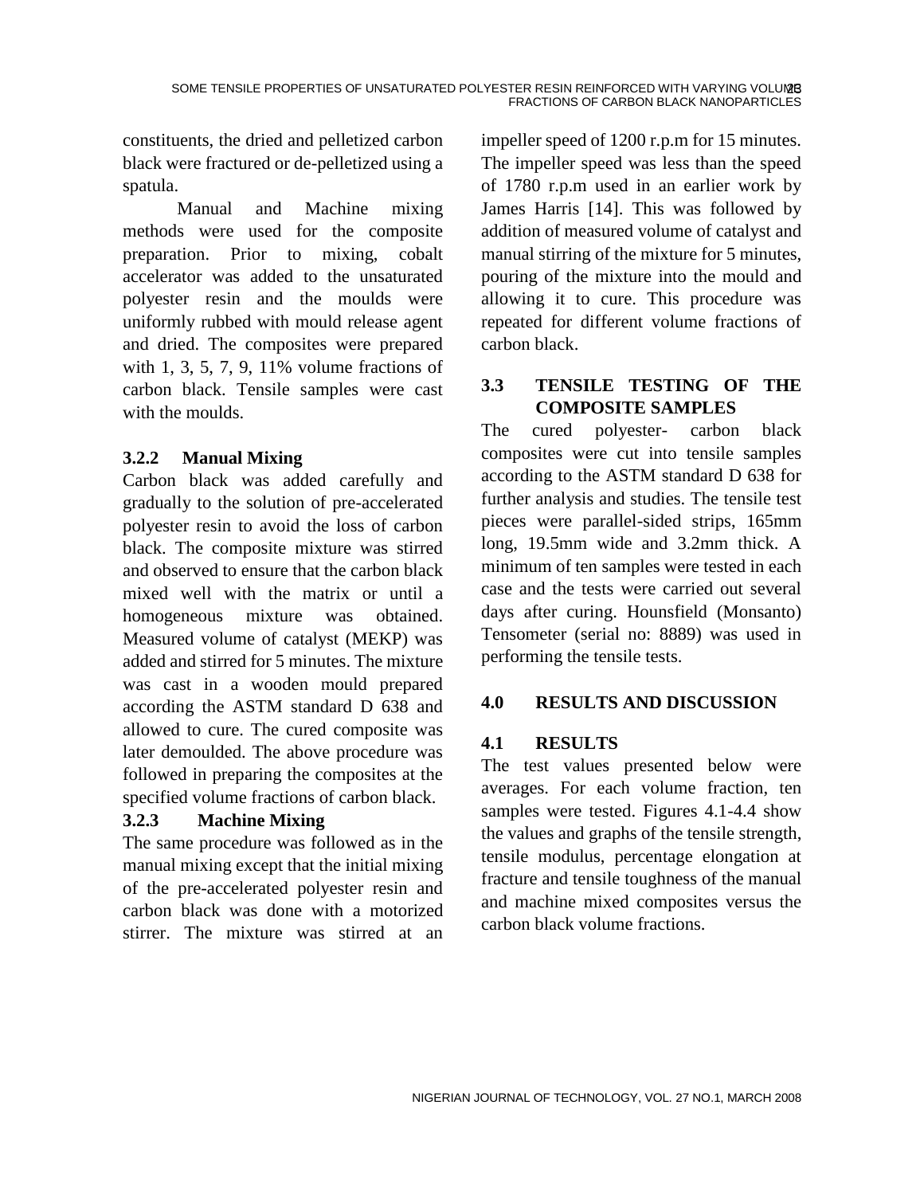constituents, the dried and pelletized carbon black were fractured or de-pelletized using a spatula.

Manual and Machine mixing methods were used for the composite preparation. Prior to mixing, cobalt accelerator was added to the unsaturated polyester resin and the moulds were uniformly rubbed with mould release agent and dried. The composites were prepared with 1, 3, 5, 7, 9, 11% volume fractions of carbon black. Tensile samples were cast with the moulds.

### 3.2.2 Manual Mixing

Carbon black was added carefully and gradually to the solution of pre-accelerated polyester resin to avoid the loss of carbon black. The composite mixture was stirred and observed to ensure that the carbon black mixed well with the matrix or until a homogeneous mixture was obtained. Measured volume of catalyst (MEKP) was added and stirred for 5 minutes. The mixture was cast in a wooden mould prepared according the ASTM standard D 638 and allowed to cure. The cured composite was later demoulded. The above procedure was followed in preparing the composites at the specified volume fractions of carbon black.

### 3.2.3 Machine Mixing

The same procedure was followed as in the manual mixing except that the initial mixing of the pre-accelerated polyester resin and carbon black was done with a motorized stirrer. The mixture was stirred at an impeller speed of 1200 r.p.m for 15 minutes. The impeller speed was less than the speed of 1780 r.p.m used in an earlier work by James Harris [14]. This was followed by addition of measured volume of catalyst and manual stirring of the mixture for 5 minutes, pouring of the mixture into the mould and allowing it to cure. This procedure was repeated for different volume fractions of carbon black.

## 3.3 TENSILE TESTING OF THE COMPOSITE SAMPLES

The cured polyester- carbon black composites were cut into tensile samples according to the ASTM standard D 638 for further analysis and studies. The tensile test pieces were parallel-sided strips, 165mm long, 19.5mm wide and 3.2mm thick. A minimum of ten samples were tested in each case and the tests were carried out several days after curing. Hounsfield (Monsanto) Tensometer (serial no: 8889) was used in performing the tensile tests.

## 4.0 RESULTS AND DISCUSSION

## 4.1 RESULTS

The test values presented below were averages. For each volume fraction, ten samples were tested. Figures 4.1-4.4 show the values and graphs of the tensile strength, tensile modulus, percentage elongation at fracture and tensile toughness of the manual and machine mixed composites versus the carbon black volume fractions.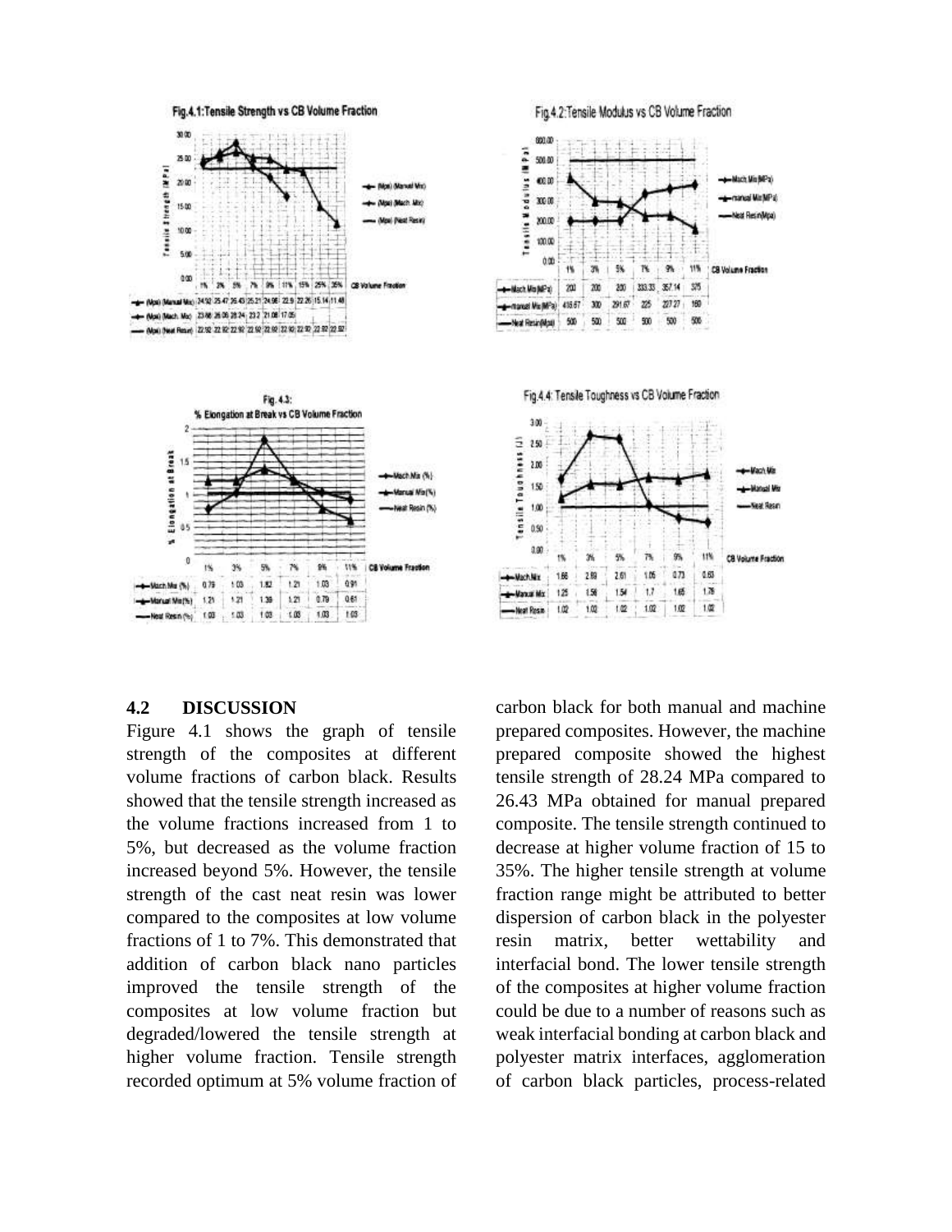Fig.4.1: Tensile Strength vs CB Volume Fraction

| CB Volume Fraction | 1% | 3% | 5% | 7% | 9% | 11% | 15% | 25% | 35% |
|---|---|---|---|---|---|---|---|---|---|
| (Mpa) (Manual Mix) | 24.92 | 25.47 | 26.43 | 25.21 | 24.96 | 22.9 | 22.26 | 15.14 | 11.48 |
| (Mpa) (Mach. Mix) | 23.88 | 26.06 | 28.24 | 23.2 | 21.08 | 17.05 | | | |
| (Mpa) (Neat Resin) | 22.92 | 22.92 | 22.92 | 22.92 | 22.92 | 22.92 | 22.92 | 22.92 | 22.92 |

Fig.4.2: Tensile Modulus vs CB Volume Fraction

| CB Volume Fraction | 1% | 3% | 5% | 7% | 9% | 11% |
|---|---|---|---|---|---|---|
| Mach Mix(MPa) | 200 | 200 | 200 | 333.33 | 357.14 | 375 |
| manual Mix(MPa) | 416.67 | 300 | 291.67 | 225 | 227.27 | 160 |
| Neat Resin(Mpa) | 500 | 500 | 500 | 500 | 500 | 500 |

Fig. 4.3: % Elongation at Break vs CB Volume Fraction

| CB Volume Fraction | 1% | 3% | 5% | 7% | 9% | 11% |
|---|---|---|---|---|---|---|
| Mach Mix (%) | 0.79 | 1.03 | 1.82 | 1.21 | 1.03 | 0.91 |
| Manual Mix(%) | 1.21 | 1.21 | 1.39 | 1.21 | 0.79 | 0.61 |
| Neat Resin (%) | 1.03 | 1.03 | 1.03 | 1.03 | 1.03 | 1.03 |

Fig.4.4: Tensile Toughness vs CB Volume Fraction

| CB Volume Fraction | 1% | 3% | 5% | 7% | 9% | 11% |
|---|---|---|---|---|---|---|
| Mach Mix | 1.66 | 2.69 | 2.61 | 1.05 | 0.73 | 0.63 |
| Manual Mix | 1.25 | 1.56 | 1.54 | 1.7 | 1.65 | 1.76 |
| Neat Resin | 1.02 | 1.02 | 1.02 | 1.02 | 1.02 | 1.02 |

## 4.2 DISCUSSION

Figure 4.1 shows the graph of tensile strength of the composites at different volume fractions of carbon black. Results showed that the tensile strength increased as the volume fractions increased from 1 to 5%, but decreased as the volume fraction increased beyond 5%. However, the tensile strength of the cast neat resin was lower compared to the composites at low volume fractions of 1 to 7%. This demonstrated that addition of carbon black nano particles improved the tensile strength of the composites at low volume fraction but degraded/lowered the tensile strength at higher volume fraction. Tensile strength recorded optimum at 5% volume fraction of carbon black for both manual and machine prepared composites. However, the machine prepared composite showed the highest tensile strength of 28.24 MPa compared to 26.43 MPa obtained for manual prepared composite. The tensile strength continued to decrease at higher volume fraction of 15 to 35%. The higher tensile strength at volume fraction range might be attributed to better dispersion of carbon black in the polyester resin matrix, better wettability and interfacial bond. The lower tensile strength of the composites at higher volume fraction could be due to a number of reasons such as weak interfacial bonding at carbon black and polyester matrix interfaces, agglomeration of carbon black particles, process-related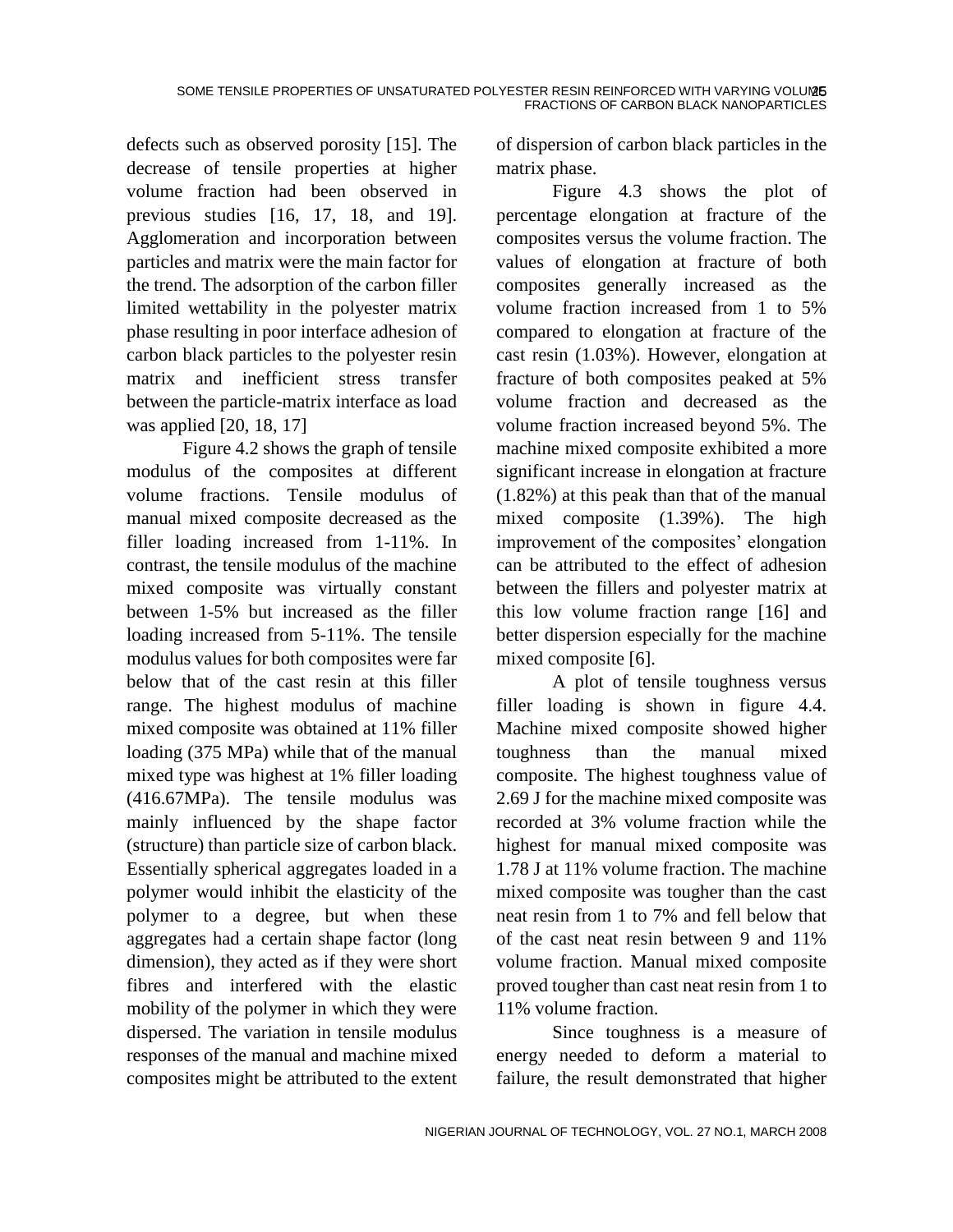defects such as observed porosity [15]. The decrease of tensile properties at higher volume fraction had been observed in previous studies [16, 17, 18, and 19]. Agglomeration and incorporation between particles and matrix were the main factor for the trend. The adsorption of the carbon filler limited wettability in the polyester matrix phase resulting in poor interface adhesion of carbon black particles to the polyester resin matrix and inefficient stress transfer between the particle-matrix interface as load was applied [20, 18, 17]

Figure 4.2 shows the graph of tensile modulus of the composites at different volume fractions. Tensile modulus of manual mixed composite decreased as the filler loading increased from 1-11%. In contrast, the tensile modulus of the machine mixed composite was virtually constant between 1-5% but increased as the filler loading increased from 5-11%. The tensile modulus values for both composites were far below that of the cast resin at this filler range. The highest modulus of machine mixed composite was obtained at 11% filler loading (375 MPa) while that of the manual mixed type was highest at 1% filler loading (416.67MPa). The tensile modulus was mainly influenced by the shape factor (structure) than particle size of carbon black. Essentially spherical aggregates loaded in a polymer would inhibit the elasticity of the polymer to a degree, but when these aggregates had a certain shape factor (long dimension), they acted as if they were short fibres and interfered with the elastic mobility of the polymer in which they were dispersed. The variation in tensile modulus responses of the manual and machine mixed composites might be attributed to the extent of dispersion of carbon black particles in the matrix phase.

Figure 4.3 shows the plot of percentage elongation at fracture of the composites versus the volume fraction. The values of elongation at fracture of both composites generally increased as the volume fraction increased from 1 to 5% compared to elongation at fracture of the cast resin (1.03%). However, elongation at fracture of both composites peaked at 5% volume fraction and decreased as the volume fraction increased beyond 5%. The machine mixed composite exhibited a more significant increase in elongation at fracture (1.82%) at this peak than that of the manual mixed composite (1.39%). The high improvement of the composites' elongation can be attributed to the effect of adhesion between the fillers and polyester matrix at this low volume fraction range [16] and better dispersion especially for the machine mixed composite [6].

A plot of tensile toughness versus filler loading is shown in figure 4.4. Machine mixed composite showed higher toughness than the manual mixed composite. The highest toughness value of 2.69 J for the machine mixed composite was recorded at 3% volume fraction while the highest for manual mixed composite was 1.78 J at 11% volume fraction. The machine mixed composite was tougher than the cast neat resin from 1 to 7% and fell below that of the cast neat resin between 9 and 11% volume fraction. Manual mixed composite proved tougher than cast neat resin from 1 to 11% volume fraction.

Since toughness is a measure of energy needed to deform a material to failure, the result demonstrated that higher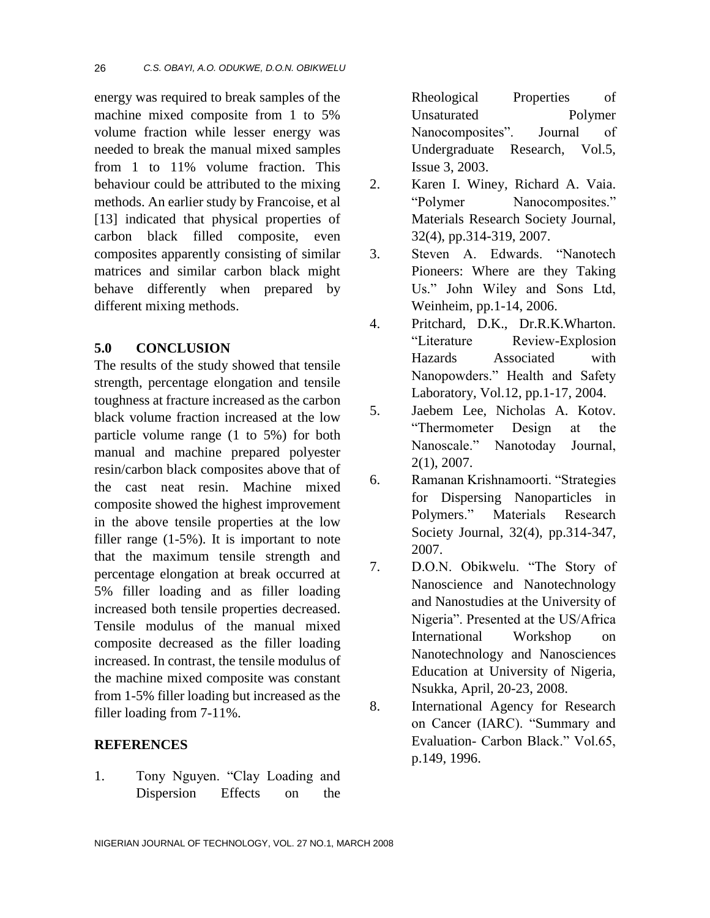energy was required to break samples of the machine mixed composite from 1 to 5% volume fraction while lesser energy was needed to break the manual mixed samples from 1 to 11% volume fraction. This behaviour could be attributed to the mixing methods. An earlier study by Francoise, et al [13] indicated that physical properties of carbon black filled composite, even composites apparently consisting of similar matrices and similar carbon black might behave differently when prepared by different mixing methods.

## 5.0 CONCLUSION

The results of the study showed that tensile strength, percentage elongation and tensile toughness at fracture increased as the carbon black volume fraction increased at the low particle volume range (1 to 5%) for both manual and machine prepared polyester resin/carbon black composites above that of the cast neat resin. Machine mixed composite showed the highest improvement in the above tensile properties at the low filler range (1-5%). It is important to note that the maximum tensile strength and percentage elongation at break occurred at 5% filler loading and as filler loading increased both tensile properties decreased. Tensile modulus of the manual mixed composite decreased as the filler loading increased. In contrast, the tensile modulus of the machine mixed composite was constant from 1-5% filler loading but increased as the filler loading from 7-11%.

## REFERENCES

1. Tony Nguyen. "Clay Loading and Dispersion Effects on the Rheological Properties of Unsaturated Polymer Nanocomposites". Journal of Undergraduate Research, Vol.5, Issue 3, 2003.
2. Karen I. Winey, Richard A. Vaia. "Polymer Nanocomposites." Materials Research Society Journal, 32(4), pp.314-319, 2007.
3. Steven A. Edwards. "Nanotech Pioneers: Where are they Taking Us." John Wiley and Sons Ltd, Weinheim, pp.1-14, 2006.
4. Pritchard, D.K., Dr.R.K.Wharton. "Literature Review-Explosion Hazards Associated with Nanopowders." Health and Safety Laboratory, Vol.12, pp.1-17, 2004.
5. Jaebem Lee, Nicholas A. Kotov. "Thermometer Design at the Nanoscale." Nanotoday Journal, 2(1), 2007.
6. Ramanan Krishnamoorti. "Strategies for Dispersing Nanoparticles in Polymers." Materials Research Society Journal, 32(4), pp.314-347, 2007.
7. D.O.N. Obikwelu. "The Story of Nanoscience and Nanotechnology and Nanostudies at the University of Nigeria". Presented at the US/Africa International Workshop on Nanotechnology and Nanosciences Education at University of Nigeria, Nsukka, April, 20-23, 2008.
8. International Agency for Research on Cancer (IARC). "Summary and Evaluation- Carbon Black." Vol.65, p.149, 1996.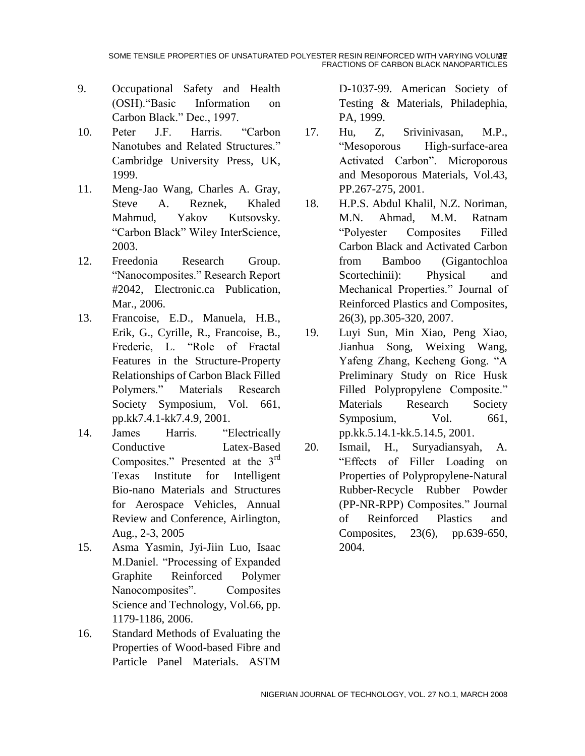9. Occupational Safety and Health (OSH)."Basic Information on Carbon Black." Dec., 1997.
10. Peter J.F. Harris. "Carbon Nanotubes and Related Structures." Cambridge University Press, UK, 1999.
11. Meng-Jao Wang, Charles A. Gray, Steve A. Reznek, Khaled Mahmud, Yakov Kutsovsky. "Carbon Black" Wiley InterScience, 2003.
12. Freedonia Research Group. "Nanocomposites." Research Report #2042, Electronic.ca Publication, Mar., 2006.
13. Francoise, E.D., Manuela, H.B., Erik, G., Cyrille, R., Francoise, B., Frederic, L. "Role of Fractal Features in the Structure-Property Relationships of Carbon Black Filled Polymers." Materials Research Society Symposium, Vol. 661, pp.kk7.4.1-kk7.4.9, 2001.
14. James Harris. "Electrically Conductive Latex-Based Composites." Presented at the 3rd Texas Institute for Intelligent Bio-nano Materials and Structures for Aerospace Vehicles, Annual Review and Conference, Airlington, Aug., 2-3, 2005
15. Asma Yasmin, Jyi-Jiin Luo, Isaac M.Daniel. "Processing of Expanded Graphite Reinforced Polymer Nanocomposites". Composites Science and Technology, Vol.66, pp. 1179-1186, 2006.
16. Standard Methods of Evaluating the Properties of Wood-based Fibre and Particle Panel Materials. ASTM D-1037-99. American Society of Testing & Materials, Philadephia, PA, 1999.
17. Hu, Z, Srivinivasan, M.P., "Mesoporous High-surface-area Activated Carbon". Microporous and Mesoporous Materials, Vol.43, PP.267-275, 2001.
18. H.P.S. Abdul Khalil, N.Z. Noriman, M.N. Ahmad, M.M. Ratnam "Polyester Composites Filled Carbon Black and Activated Carbon from Bamboo (Gigantochloa Scortechinii): Physical and Mechanical Properties." Journal of Reinforced Plastics and Composites, 26(3), pp.305-320, 2007.
19. Luyi Sun, Min Xiao, Peng Xiao, Jianhua Song, Weixing Wang, Yafeng Zhang, Kecheng Gong. "A Preliminary Study on Rice Husk Filled Polypropylene Composite." Materials Research Society Symposium, Vol. 661, pp.kk.5.14.1-kk.5.14.5, 2001.
20. Ismail, H., Suryadiansyah, A. "Effects of Filler Loading on Properties of Polypropylene-Natural Rubber-Recycle Rubber Powder (PP-NR-RPP) Composites." Journal of Reinforced Plastics and Composites, 23(6), pp.639-650, 2004.